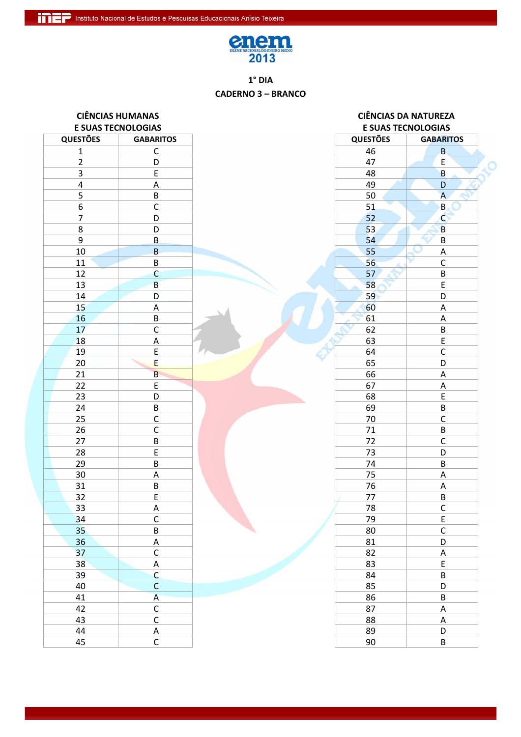# enem 2013

**1° DIA**

**CADERNO 3 – BRANCO**

## CIÊNCIAS HUMANAS E SUAS TECNOLOGIAS

| QUESTÕES | GABARITOS |
|---|---|
| 1 | C |
| 2 | D |
| 3 | E |
| 4 | A |
| 5 | B |
| 6 | C |
| 7 | D |
| 8 | D |
| 9 | B |
| 10 | B |
| 11 | B |
| 12 | C |
| 13 | B |
| 14 | D |
| 15 | A |
| 16 | B |
| 17 | C |
| 18 | A |
| 19 | E |
| 20 | E |
| 21 | B |
| 22 | E |
| 23 | D |
| 24 | B |
| 25 | C |
| 26 | C |
| 27 | B |
| 28 | E |
| 29 | B |
| 30 | A |
| 31 | B |
| 32 | E |
| 33 | A |
| 34 | C |
| 35 | B |
| 36 | A |
| 37 | C |
| 38 | A |
| 39 | C |
| 40 | C |
| 41 | A |
| 42 | C |
| 43 | C |
| 44 | A |
| 45 | C |

## CIÊNCIAS DA NATUREZA E SUAS TECNOLOGIAS

| QUESTÕES | GABARITOS |
|---|---|
| 46 | B |
| 47 | E |
| 48 | B |
| 49 | D |
| 50 | A |
| 51 | B |
| 52 | C |
| 53 | B |
| 54 | B |
| 55 | A |
| 56 | C |
| 57 | B |
| 58 | E |
| 59 | D |
| 60 | A |
| 61 | A |
| 62 | B |
| 63 | E |
| 64 | C |
| 65 | D |
| 66 | A |
| 67 | A |
| 68 | E |
| 69 | B |
| 70 | C |
| 71 | B |
| 72 | C |
| 73 | D |
| 74 | B |
| 75 | A |
| 76 | A |
| 77 | B |
| 78 | C |
| 79 | E |
| 80 | C |
| 81 | D |
| 82 | A |
| 83 | E |
| 84 | B |
| 85 | D |
| 86 | B |
| 87 | A |
| 88 | A |
| 89 | D |
| 90 | B |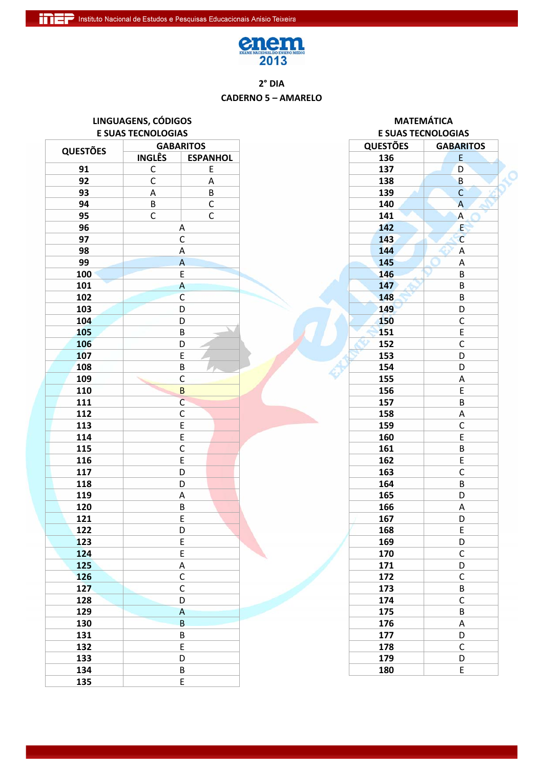# 2° DIA

## CADERNO 5 – AMARELO

### LINGUAGENS, CÓDIGOS E SUAS TECNOLOGIAS

| QUESTÕES | GABARITOS | |
|---|---|---|
| | INGLÊS | ESPANHOL |
| 91 | C | E |
| 92 | C | A |
| 93 | A | B |
| 94 | B | C |
| 95 | C | C |
| 96 | A | |
| 97 | C | |
| 98 | A | |
| 99 | A | |
| 100 | E | |
| 101 | A | |
| 102 | C | |
| 103 | D | |
| 104 | D | |
| 105 | B | |
| 106 | D | |
| 107 | E | |
| 108 | B | |
| 109 | C | |
| 110 | B | |
| 111 | C | |
| 112 | C | |
| 113 | E | |
| 114 | E | |
| 115 | C | |
| 116 | E | |
| 117 | D | |
| 118 | D | |
| 119 | A | |
| 120 | B | |
| 121 | E | |
| 122 | D | |
| 123 | E | |
| 124 | E | |
| 125 | A | |
| 126 | C | |
| 127 | C | |
| 128 | D | |
| 129 | A | |
| 130 | B | |
| 131 | B | |
| 132 | E | |
| 133 | D | |
| 134 | B | |
| 135 | E | |

### MATEMÁTICA E SUAS TECNOLOGIAS

| QUESTÕES | GABARITOS |
|---|---|
| 136 | E |
| 137 | D |
| 138 | B |
| 139 | C |
| 140 | A |
| 141 | A |
| 142 | E |
| 143 | C |
| 144 | A |
| 145 | A |
| 146 | B |
| 147 | B |
| 148 | B |
| 149 | D |
| 150 | C |
| 151 | E |
| 152 | C |
| 153 | D |
| 154 | D |
| 155 | A |
| 156 | E |
| 157 | B |
| 158 | A |
| 159 | C |
| 160 | E |
| 161 | B |
| 162 | E |
| 163 | C |
| 164 | B |
| 165 | D |
| 166 | A |
| 167 | D |
| 168 | E |
| 169 | D |
| 170 | C |
| 171 | D |
| 172 | C |
| 173 | B |
| 174 | C |
| 175 | B |
| 176 | A |
| 177 | D |
| 178 | C |
| 179 | D |
| 180 | E |